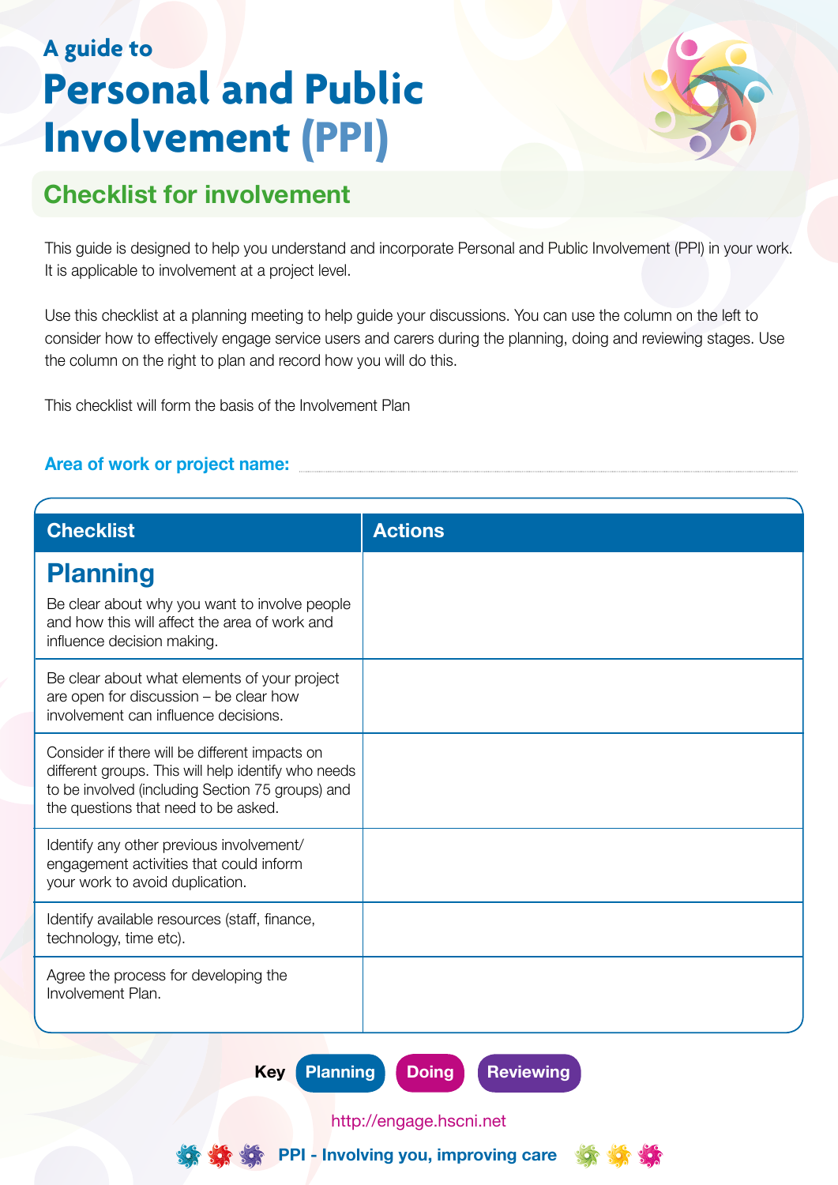A guide to

# Personal and Public Involvement (PPI)

## Checklist for involvement

This guide is designed to help you understand and incorporate Personal and Public Involvement (PPI) in your work. It is applicable to involvement at a project level.

Use this checklist at a planning meeting to help guide your discussions. You can use the column on the left to consider how to effectively engage service users and carers during the planning, doing and reviewing stages. Use the column on the right to plan and record how you will do this.

This checklist will form the basis of the Involvement Plan

**Area of work or project name:** ..............................................................................................................

| Checklist | Actions |
|---|---|
| **Planning**<br>Be clear about why you want to involve people and how this will affect the area of work and influence decision making. | |
| Be clear about what elements of your project are open for discussion – be clear how involvement can influence decisions. | |
| Consider if there will be different impacts on different groups. This will help identify who needs to be involved (including Section 75 groups) and the questions that need to be asked. | |
| Identify any other previous involvement/ engagement activities that could inform your work to avoid duplication. | |
| Identify available resources (staff, finance, technology, time etc). | |
| Agree the process for developing the Involvement Plan. | |

**Key** Planning Doing Reviewing

http://engage.hscni.net

PPI - Involving you, improving care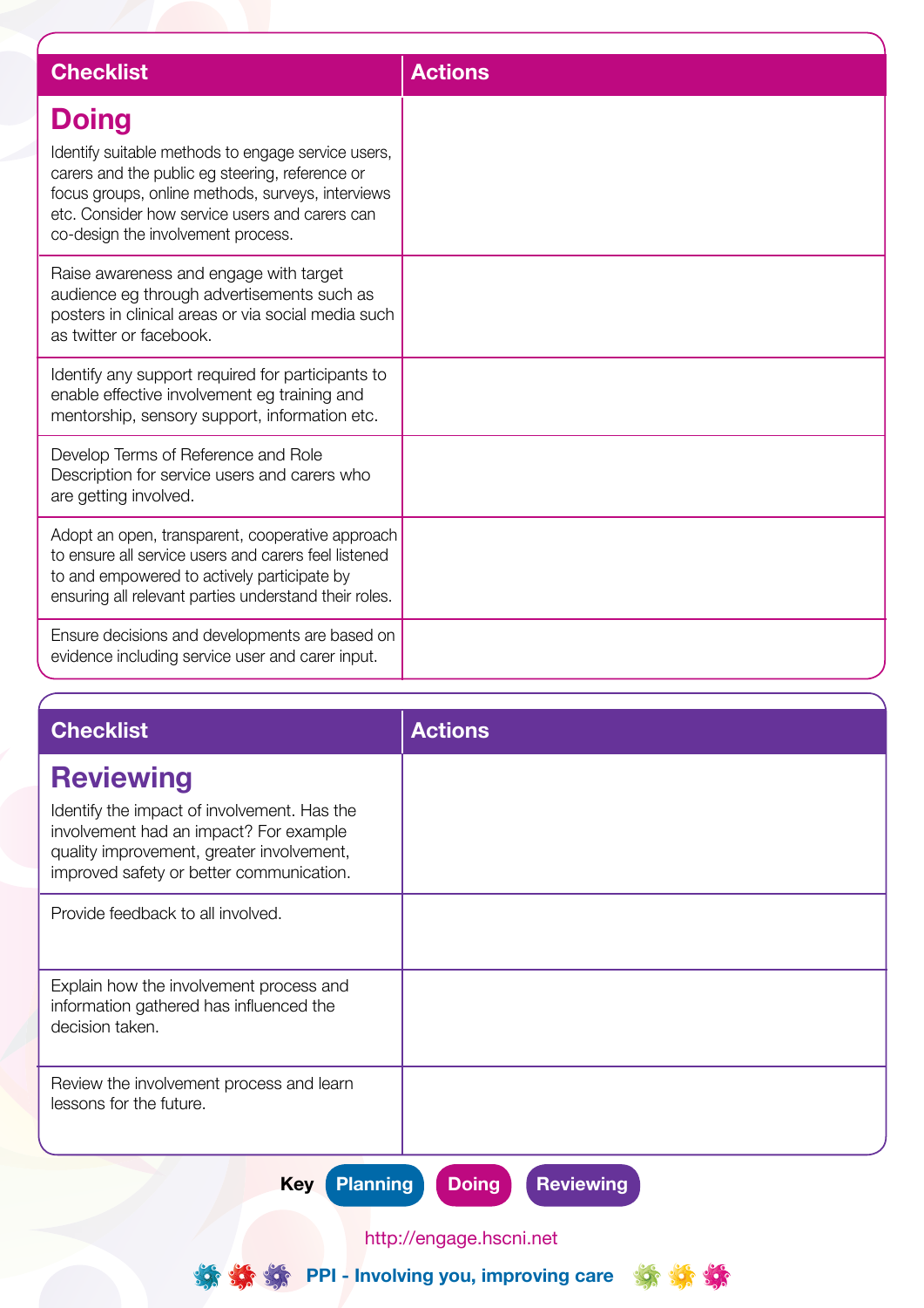| Checklist | Actions |
|---|---|
| **Doing** Identify suitable methods to engage service users, carers and the public eg steering, reference or focus groups, online methods, surveys, interviews etc. Consider how service users and carers can co-design the involvement process. | |
| Raise awareness and engage with target audience eg through advertisements such as posters in clinical areas or via social media such as twitter or facebook. | |
| Identify any support required for participants to enable effective involvement eg training and mentorship, sensory support, information etc. | |
| Develop Terms of Reference and Role Description for service users and carers who are getting involved. | |
| Adopt an open, transparent, cooperative approach to ensure all service users and carers feel listened to and empowered to actively participate by ensuring all relevant parties understand their roles. | |
| Ensure decisions and developments are based on evidence including service user and carer input. | |

| Checklist | Actions |
|---|---|
| **Reviewing** Identify the impact of involvement. Has the involvement had an impact? For example quality improvement, greater involvement, improved safety or better communication. | |
| Provide feedback to all involved. | |
| Explain how the involvement process and information gathered has influenced the decision taken. | |
| Review the involvement process and learn lessons for the future. | |

**Key** Planning Doing Reviewing

http://engage.hscni.net

**PPI - Involving you, improving care**